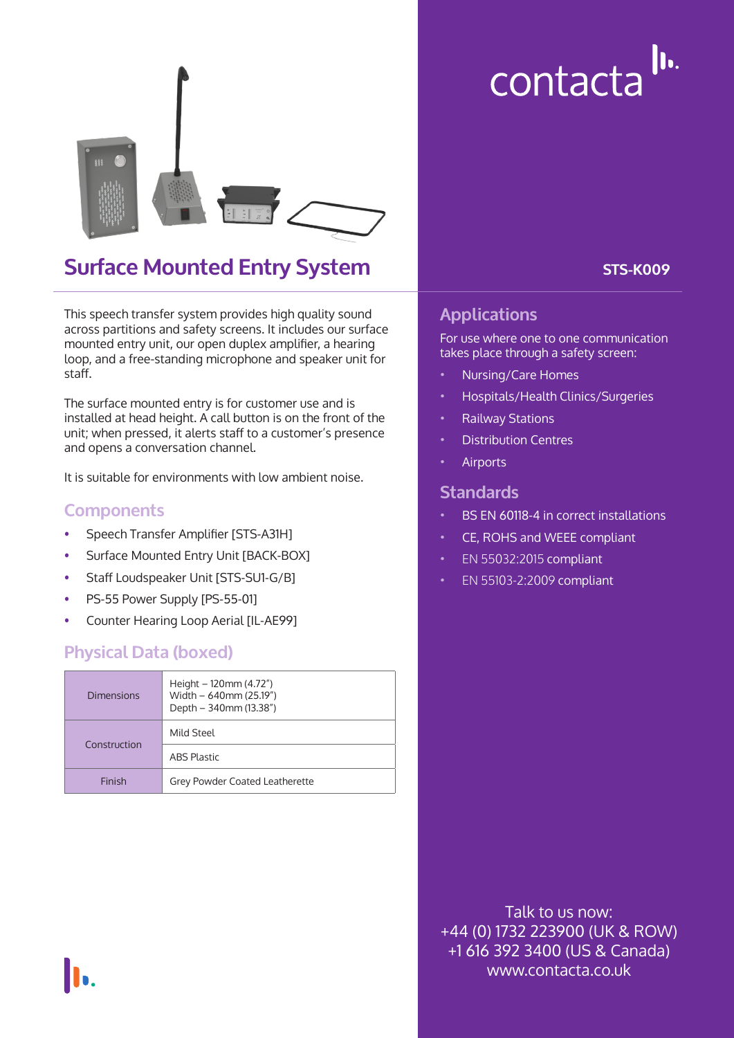contacta

# Surface Mounted Entry System

**STS-K009**

This speech transfer system provides high quality sound across partitions and safety screens. It includes our surface mounted entry unit, our open duplex amplifier, a hearing loop, and a free-standing microphone and speaker unit for staff.

The surface mounted entry is for customer use and is installed at head height. A call button is on the front of the unit; when pressed, it alerts staff to a customer's presence and opens a conversation channel.

It is suitable for environments with low ambient noise.

## Components

- Speech Transfer Amplifier [STS-A31H]
- Surface Mounted Entry Unit [BACK-BOX]
- Staff Loudspeaker Unit [STS-SU1-G/B]
- PS-55 Power Supply [PS-55-01]
- Counter Hearing Loop Aerial [IL-AE99]

## Physical Data (boxed)

| | |
|---|---|
| Dimensions | Height – 120mm (4.72")<br>Width – 640mm (25.19")<br>Depth – 340mm (13.38") |
| Construction | Mild Steel |
| | ABS Plastic |
| Finish | Grey Powder Coated Leatherette |

## Applications

For use where one to one communication takes place through a safety screen:

- Nursing/Care Homes
- Hospitals/Health Clinics/Surgeries
- Railway Stations
- Distribution Centres
- Airports

## Standards

- BS EN 60118-4 in correct installations
- CE, ROHS and WEEE compliant
- EN 55032:2015 compliant
- EN 55103-2:2009 compliant

Talk to us now:
+44 (0) 1732 223900 (UK & ROW)
+1 616 392 3400 (US & Canada)
www.contacta.co.uk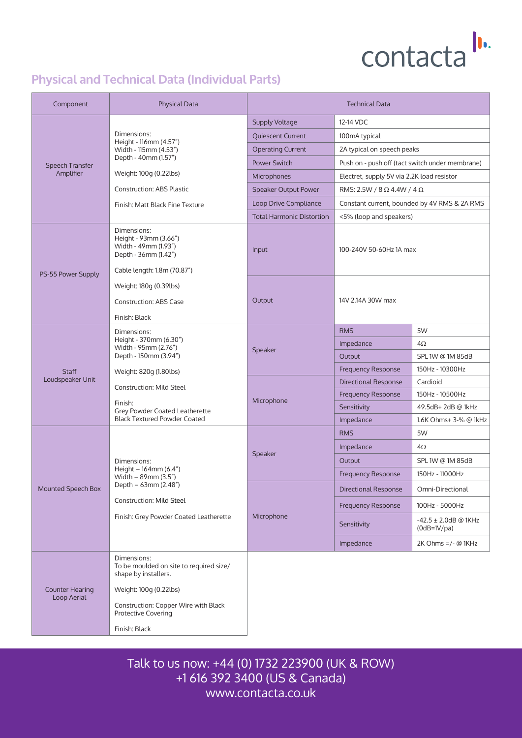## Physical and Technical Data (Individual Parts)

| Component | Physical Data | Technical Data | | |
|---|---|---|---|---|
| Speech Transfer Amplifier | Dimensions: Height - 116mm (4.57") Width - 115mm (4.53") Depth - 40mm (1.57") Weight: 100g (0.22lbs) Construction: ABS Plastic Finish: Matt Black Fine Texture | Supply Voltage | 12-14 VDC | |
| | | Quiescent Current | 100mA typical | |
| | | Operating Current | 2A typical on speech peaks | |
| | | Power Switch | Push on - push off (tact switch under membrane) | |
| | | Microphones | Electret, supply 5V via 2.2K load resistor | |
| | | Speaker Output Power | RMS: 2.5W / 8 Ω 4.4W / 4 Ω | |
| | | Loop Drive Compliance | Constant current, bounded by 4V RMS & 2A RMS | |
| | | Total Harmonic Distortion | <5% (loop and speakers) | |
| PS-55 Power Supply | Dimensions: Height - 93mm (3.66") Width - 49mm (1.93") Depth - 36mm (1.42") Cable length: 1.8m (70.87") Weight: 180g (0.39lbs) Construction: ABS Case Finish: Black | Input | 100-240V 50-60Hz 1A max | |
| | | Output | 14V 2.14A 30W max | |
| Staff Loudspeaker Unit | Dimensions: Height - 370mm (6.30") Width - 95mm (2.76") Depth - 150mm (3.94") Weight: 820g (1.80lbs) Construction: Mild Steel Finish: Grey Powder Coated Leatherette Black Textured Powder Coated | Speaker | RMS | 5W |
| | | | Impedance | 4Ω |
| | | | Output | SPL 1W @ 1M 85dB |
| | | | Frequency Response | 150Hz - 10300Hz |
| | | Microphone | Directional Response | Cardioid |
| | | | Frequency Response | 150Hz - 10500Hz |
| | | | Sensitivity | 49.5dB+ 2dB @ 1kHz |
| | | | Impedance | 1.6K Ohms+ 3-% @ 1kHz |
| Mounted Speech Box | Dimensions: Height – 164mm (6.4") Width – 89mm (3.5") Depth – 63mm (2.48") Construction: Mild Steel Finish: Grey Powder Coated Leatherette | Speaker | RMS | 5W |
| | | | Impedance | 4Ω |
| | | | Output | SPL 1W @ 1M 85dB |
| | | | Frequency Response | 150Hz - 11000Hz |
| | | Microphone | Directional Response | Omni-Directional |
| | | | Frequency Response | 100Hz - 5000Hz |
| | | | Sensitivity | -42.5 ± 2.0dB @ 1KHz (0dB=1V/pa) |
| | | | Impedance | 2K Ohms =/- @ 1KHz |
| Counter Hearing Loop Aerial | Dimensions: To be moulded on site to required size/ shape by installers. Weight: 100g (0.22lbs) Construction: Copper Wire with Black Protective Covering Finish: Black | | | |

Talk to us now: +44 (0) 1732 223900 (UK & ROW)
+1 616 392 3400 (US & Canada)
www.contacta.co.uk